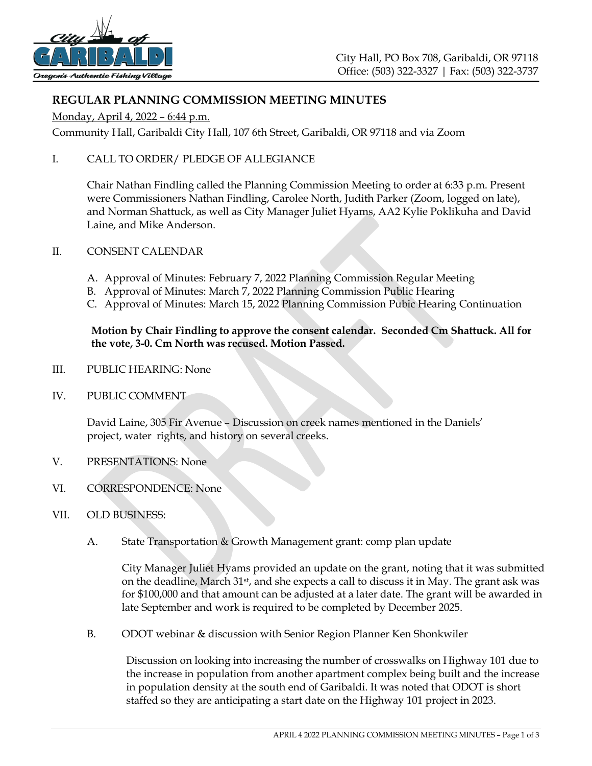City Hall, PO Box 708, Garibaldi, OR 97118
Office: (503) 322-3327 | Fax: (503) 322-3737

## REGULAR PLANNING COMMISSION MEETING MINUTES

Monday, April 4, 2022 – 6:44 p.m.

Community Hall, Garibaldi City Hall, 107 6th Street, Garibaldi, OR 97118 and via Zoom

I. CALL TO ORDER/ PLEDGE OF ALLEGIANCE

Chair Nathan Findling called the Planning Commission Meeting to order at 6:33 p.m. Present were Commissioners Nathan Findling, Carolee North, Judith Parker (Zoom, logged on late), and Norman Shattuck, as well as City Manager Juliet Hyams, AA2 Kylie Poklikuha and David Laine, and Mike Anderson.

II. CONSENT CALENDAR

A. Approval of Minutes: February 7, 2022 Planning Commission Regular Meeting
B. Approval of Minutes: March 7, 2022 Planning Commission Public Hearing
C. Approval of Minutes: March 15, 2022 Planning Commission Pubic Hearing Continuation

**Motion by Chair Findling to approve the consent calendar. Seconded Cm Shattuck. All for the vote, 3-0. Cm North was recused. Motion Passed.**

III. PUBLIC HEARING: None

IV. PUBLIC COMMENT

David Laine, 305 Fir Avenue – Discussion on creek names mentioned in the Daniels' project, water rights, and history on several creeks.

V. PRESENTATIONS: None

VI. CORRESPONDENCE: None

VII. OLD BUSINESS:

A. State Transportation & Growth Management grant: comp plan update

City Manager Juliet Hyams provided an update on the grant, noting that it was submitted on the deadline, March 31st, and she expects a call to discuss it in May. The grant ask was for $100,000 and that amount can be adjusted at a later date. The grant will be awarded in late September and work is required to be completed by December 2025.

B. ODOT webinar & discussion with Senior Region Planner Ken Shonkwiler

Discussion on looking into increasing the number of crosswalks on Highway 101 due to the increase in population from another apartment complex being built and the increase in population density at the south end of Garibaldi. It was noted that ODOT is short staffed so they are anticipating a start date on the Highway 101 project in 2023.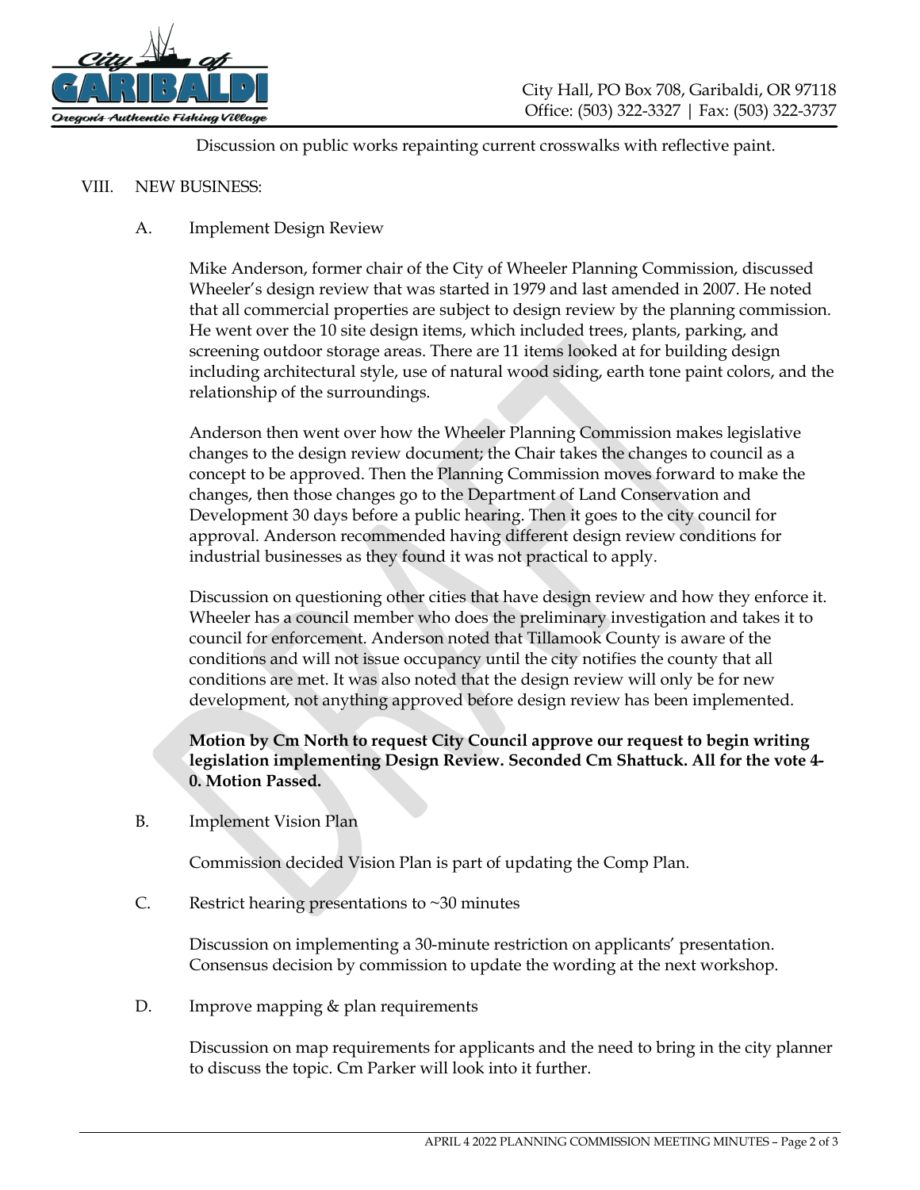Discussion on public works repainting current crosswalks with reflective paint.

## VIII. NEW BUSINESS:

### A. Implement Design Review

Mike Anderson, former chair of the City of Wheeler Planning Commission, discussed Wheeler's design review that was started in 1979 and last amended in 2007. He noted that all commercial properties are subject to design review by the planning commission. He went over the 10 site design items, which included trees, plants, parking, and screening outdoor storage areas. There are 11 items looked at for building design including architectural style, use of natural wood siding, earth tone paint colors, and the relationship of the surroundings.

Anderson then went over how the Wheeler Planning Commission makes legislative changes to the design review document; the Chair takes the changes to council as a concept to be approved. Then the Planning Commission moves forward to make the changes, then those changes go to the Department of Land Conservation and Development 30 days before a public hearing. Then it goes to the city council for approval. Anderson recommended having different design review conditions for industrial businesses as they found it was not practical to apply.

Discussion on questioning other cities that have design review and how they enforce it. Wheeler has a council member who does the preliminary investigation and takes it to council for enforcement. Anderson noted that Tillamook County is aware of the conditions and will not issue occupancy until the city notifies the county that all conditions are met. It was also noted that the design review will only be for new development, not anything approved before design review has been implemented.

**Motion by Cm North to request City Council approve our request to begin writing legislation implementing Design Review. Seconded Cm Shattuck. All for the vote 4-0. Motion Passed.**

### B. Implement Vision Plan

Commission decided Vision Plan is part of updating the Comp Plan.

### C. Restrict hearing presentations to ~30 minutes

Discussion on implementing a 30-minute restriction on applicants' presentation. Consensus decision by commission to update the wording at the next workshop.

### D. Improve mapping & plan requirements

Discussion on map requirements for applicants and the need to bring in the city planner to discuss the topic. Cm Parker will look into it further.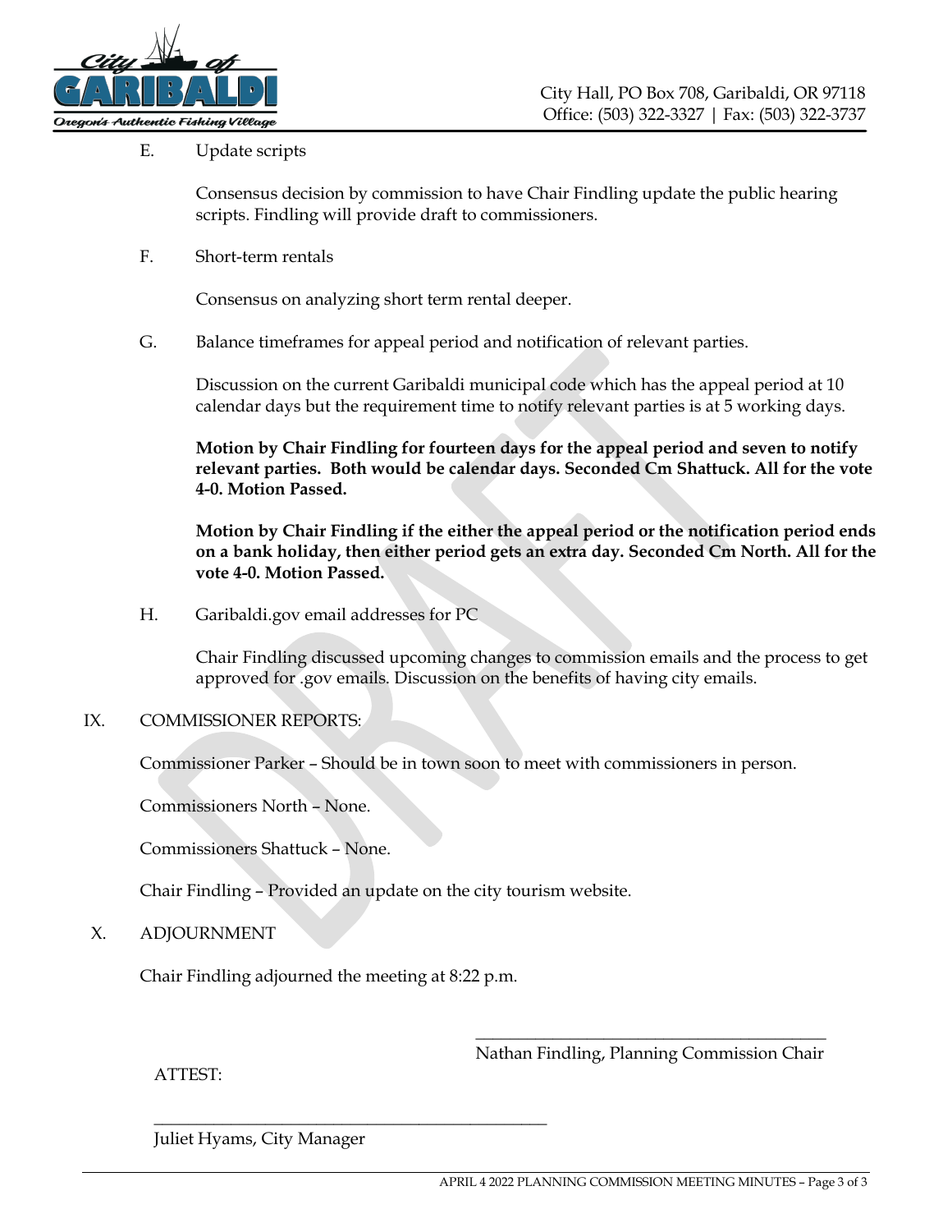E. Update scripts

Consensus decision by commission to have Chair Findling update the public hearing scripts. Findling will provide draft to commissioners.

F. Short-term rentals

Consensus on analyzing short term rental deeper.

G. Balance timeframes for appeal period and notification of relevant parties.

Discussion on the current Garibaldi municipal code which has the appeal period at 10 calendar days but the requirement time to notify relevant parties is at 5 working days.

**Motion by Chair Findling for fourteen days for the appeal period and seven to notify relevant parties. Both would be calendar days. Seconded Cm Shattuck. All for the vote 4-0. Motion Passed.**

**Motion by Chair Findling if the either the appeal period or the notification period ends on a bank holiday, then either period gets an extra day. Seconded Cm North. All for the vote 4-0. Motion Passed.**

H. Garibaldi.gov email addresses for PC

Chair Findling discussed upcoming changes to commission emails and the process to get approved for .gov emails. Discussion on the benefits of having city emails.

IX. COMMISSIONER REPORTS:

Commissioner Parker – Should be in town soon to meet with commissioners in person.

Commissioners North – None.

Commissioners Shattuck – None.

Chair Findling – Provided an update on the city tourism website.

X. ADJOURNMENT

Chair Findling adjourned the meeting at 8:22 p.m.

\_\_\_\_\_\_\_\_\_\_\_\_\_\_\_\_\_\_\_\_\_\_\_\_\_\_\_\_\_\_\_\_\_\_\_\_\_\_\_\_
Nathan Findling, Planning Commission Chair

ATTEST:

\_\_\_\_\_\_\_\_\_\_\_\_\_\_\_\_\_\_\_\_\_\_\_\_\_\_\_\_\_\_\_\_\_\_\_\_\_\_\_\_
Juliet Hyams, City Manager